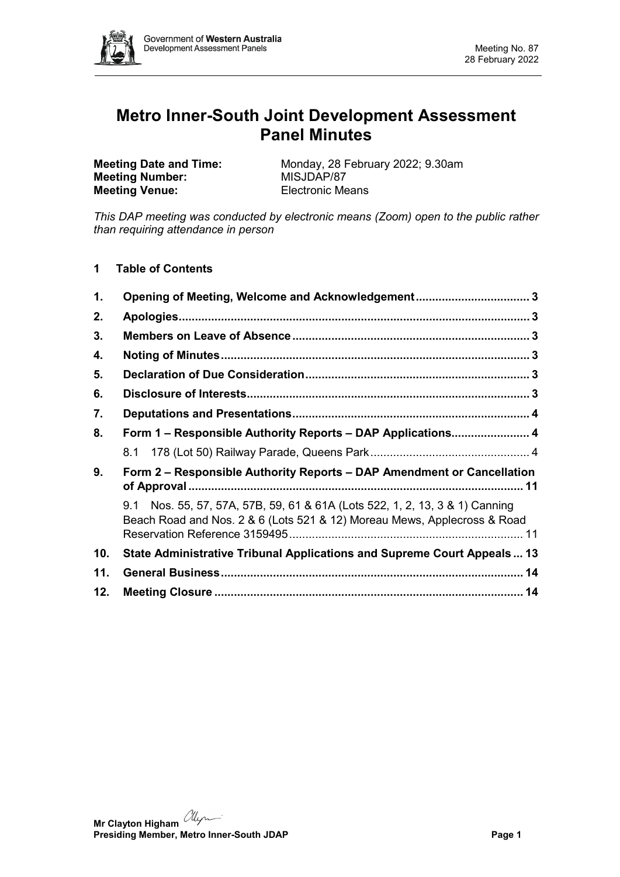# Metro Inner-South Joint Development Assessment Panel Minutes

**Meeting Date and Time:** Monday, 28 February 2022; 9.30am
**Meeting Number:** MISJDAP/87
**Meeting Venue:** Electronic Means

*This DAP meeting was conducted by electronic means (Zoom) open to the public rather than requiring attendance in person*

## 1 Table of Contents

| | | |
|---|---|---|
| **1.** | **Opening of Meeting, Welcome and Acknowledgement** | **3** |
| **2.** | **Apologies** | **3** |
| **3.** | **Members on Leave of Absence** | **3** |
| **4.** | **Noting of Minutes** | **3** |
| **5.** | **Declaration of Due Consideration** | **3** |
| **6.** | **Disclosure of Interests** | **3** |
| **7.** | **Deputations and Presentations** | **4** |
| **8.** | **Form 1 – Responsible Authority Reports – DAP Applications** | **4** |
| | 8.1 178 (Lot 50) Railway Parade, Queens Park | 4 |
| **9.** | **Form 2 – Responsible Authority Reports – DAP Amendment or Cancellation of Approval** | **11** |
| | 9.1 Nos. 55, 57, 57A, 57B, 59, 61 & 61A (Lots 522, 1, 2, 13, 3 & 1) Canning Beach Road and Nos. 2 & 6 (Lots 521 & 12) Moreau Mews, Applecross & Road Reservation Reference 3159495 | 11 |
| **10.** | **State Administrative Tribunal Applications and Supreme Court Appeals** | **13** |
| **11.** | **General Business** | **14** |
| **12.** | **Meeting Closure** | **14** |

**Mr Clayton Higham**
**Presiding Member, Metro Inner-South JDAP**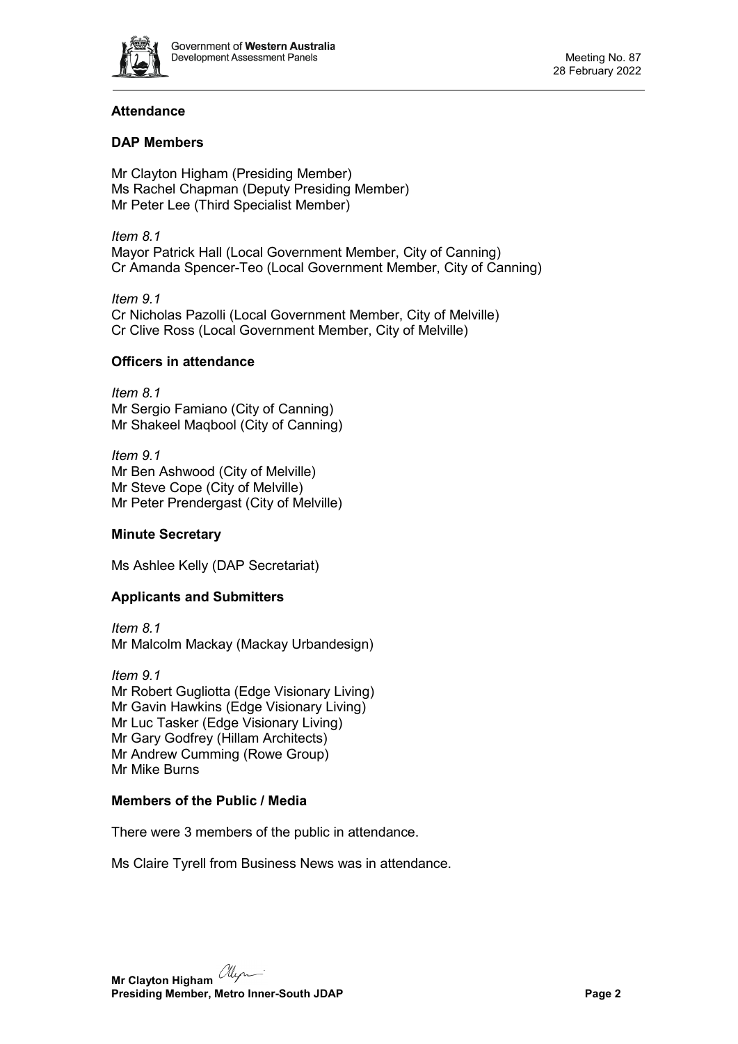## Attendance

### DAP Members

Mr Clayton Higham (Presiding Member)
Ms Rachel Chapman (Deputy Presiding Member)
Mr Peter Lee (Third Specialist Member)

*Item 8.1*
Mayor Patrick Hall (Local Government Member, City of Canning)
Cr Amanda Spencer-Teo (Local Government Member, City of Canning)

*Item 9.1*
Cr Nicholas Pazolli (Local Government Member, City of Melville)
Cr Clive Ross (Local Government Member, City of Melville)

### Officers in attendance

*Item 8.1*
Mr Sergio Famiano (City of Canning)
Mr Shakeel Maqbool (City of Canning)

*Item 9.1*
Mr Ben Ashwood (City of Melville)
Mr Steve Cope (City of Melville)
Mr Peter Prendergast (City of Melville)

### Minute Secretary

Ms Ashlee Kelly (DAP Secretariat)

### Applicants and Submitters

*Item 8.1*
Mr Malcolm Mackay (Mackay Urbandesign)

*Item 9.1*
Mr Robert Gugliotta (Edge Visionary Living)
Mr Gavin Hawkins (Edge Visionary Living)
Mr Luc Tasker (Edge Visionary Living)
Mr Gary Godfrey (Hillam Architects)
Mr Andrew Cumming (Rowe Group)
Mr Mike Burns

### Members of the Public / Media

There were 3 members of the public in attendance.

Ms Claire Tyrell from Business News was in attendance.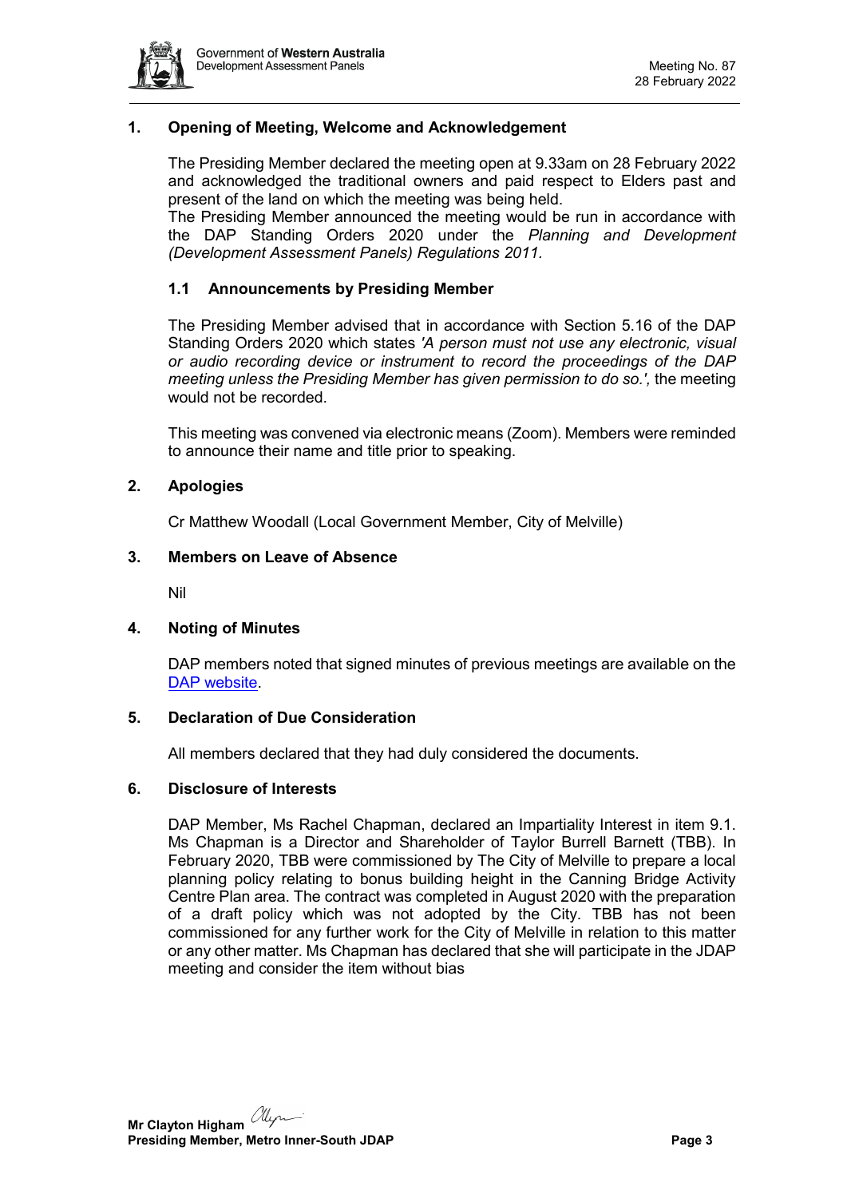## 1. Opening of Meeting, Welcome and Acknowledgement

The Presiding Member declared the meeting open at 9.33am on 28 February 2022 and acknowledged the traditional owners and paid respect to Elders past and present of the land on which the meeting was being held.
The Presiding Member announced the meeting would be run in accordance with the DAP Standing Orders 2020 under the *Planning and Development (Development Assessment Panels) Regulations 2011.*

### 1.1 Announcements by Presiding Member

The Presiding Member advised that in accordance with Section 5.16 of the DAP Standing Orders 2020 which states *'A person must not use any electronic, visual or audio recording device or instrument to record the proceedings of the DAP meeting unless the Presiding Member has given permission to do so.',* the meeting would not be recorded.

This meeting was convened via electronic means (Zoom). Members were reminded to announce their name and title prior to speaking.

## 2. Apologies

Cr Matthew Woodall (Local Government Member, City of Melville)

## 3. Members on Leave of Absence

Nil

## 4. Noting of Minutes

DAP members noted that signed minutes of previous meetings are available on the DAP website.

## 5. Declaration of Due Consideration

All members declared that they had duly considered the documents.

## 6. Disclosure of Interests

DAP Member, Ms Rachel Chapman, declared an Impartiality Interest in item 9.1. Ms Chapman is a Director and Shareholder of Taylor Burrell Barnett (TBB). In February 2020, TBB were commissioned by The City of Melville to prepare a local planning policy relating to bonus building height in the Canning Bridge Activity Centre Plan area. The contract was completed in August 2020 with the preparation of a draft policy which was not adopted by the City. TBB has not been commissioned for any further work for the City of Melville in relation to this matter or any other matter. Ms Chapman has declared that she will participate in the JDAP meeting and consider the item without bias

**Mr Clayton Higham**
**Presiding Member, Metro Inner-South JDAP**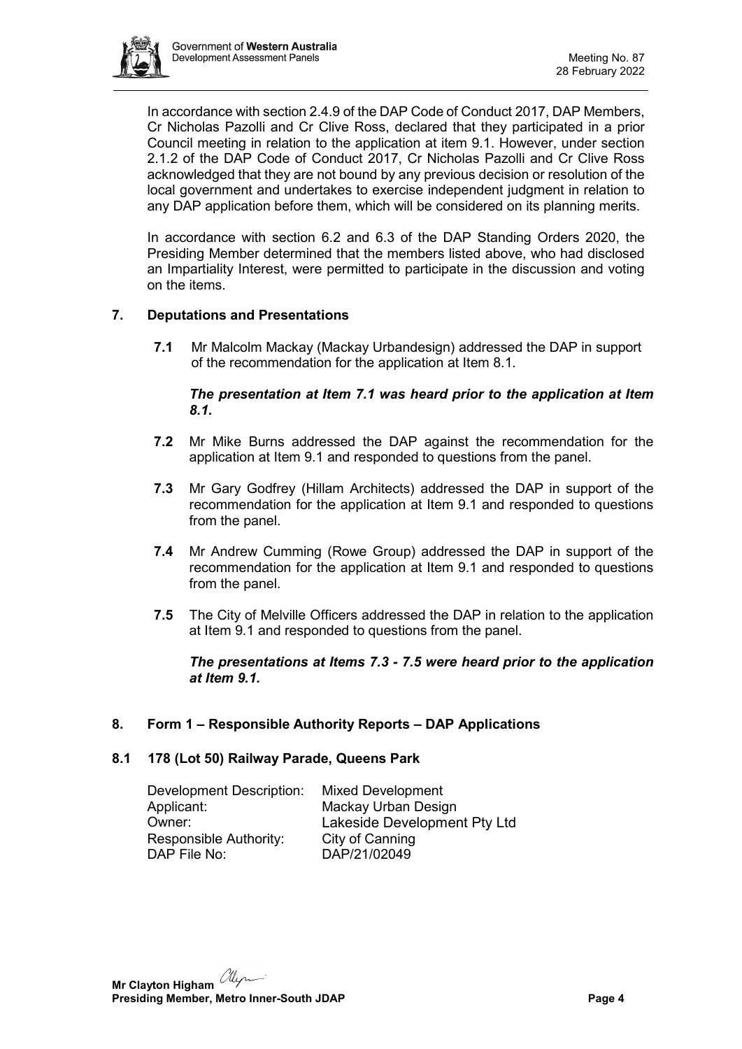In accordance with section 2.4.9 of the DAP Code of Conduct 2017, DAP Members, Cr Nicholas Pazolli and Cr Clive Ross, declared that they participated in a prior Council meeting in relation to the application at item 9.1. However, under section 2.1.2 of the DAP Code of Conduct 2017, Cr Nicholas Pazolli and Cr Clive Ross acknowledged that they are not bound by any previous decision or resolution of the local government and undertakes to exercise independent judgment in relation to any DAP application before them, which will be considered on its planning merits.

In accordance with section 6.2 and 6.3 of the DAP Standing Orders 2020, the Presiding Member determined that the members listed above, who had disclosed an Impartiality Interest, were permitted to participate in the discussion and voting on the items.

## 7. Deputations and Presentations

**7.1** Mr Malcolm Mackay (Mackay Urbandesign) addressed the DAP in support of the recommendation for the application at Item 8.1.

***The presentation at Item 7.1 was heard prior to the application at Item 8.1.***

**7.2** Mr Mike Burns addressed the DAP against the recommendation for the application at Item 9.1 and responded to questions from the panel.

**7.3** Mr Gary Godfrey (Hillam Architects) addressed the DAP in support of the recommendation for the application at Item 9.1 and responded to questions from the panel.

**7.4** Mr Andrew Cumming (Rowe Group) addressed the DAP in support of the recommendation for the application at Item 9.1 and responded to questions from the panel.

**7.5** The City of Melville Officers addressed the DAP in relation to the application at Item 9.1 and responded to questions from the panel.

***The presentations at Items 7.3 - 7.5 were heard prior to the application at Item 9.1.***

## 8. Form 1 – Responsible Authority Reports – DAP Applications

### 8.1 178 (Lot 50) Railway Parade, Queens Park

| | |
|---|---|
| Development Description: | Mixed Development |
| Applicant: | Mackay Urban Design |
| Owner: | Lakeside Development Pty Ltd |
| Responsible Authority: | City of Canning |
| DAP File No: | DAP/21/02049 |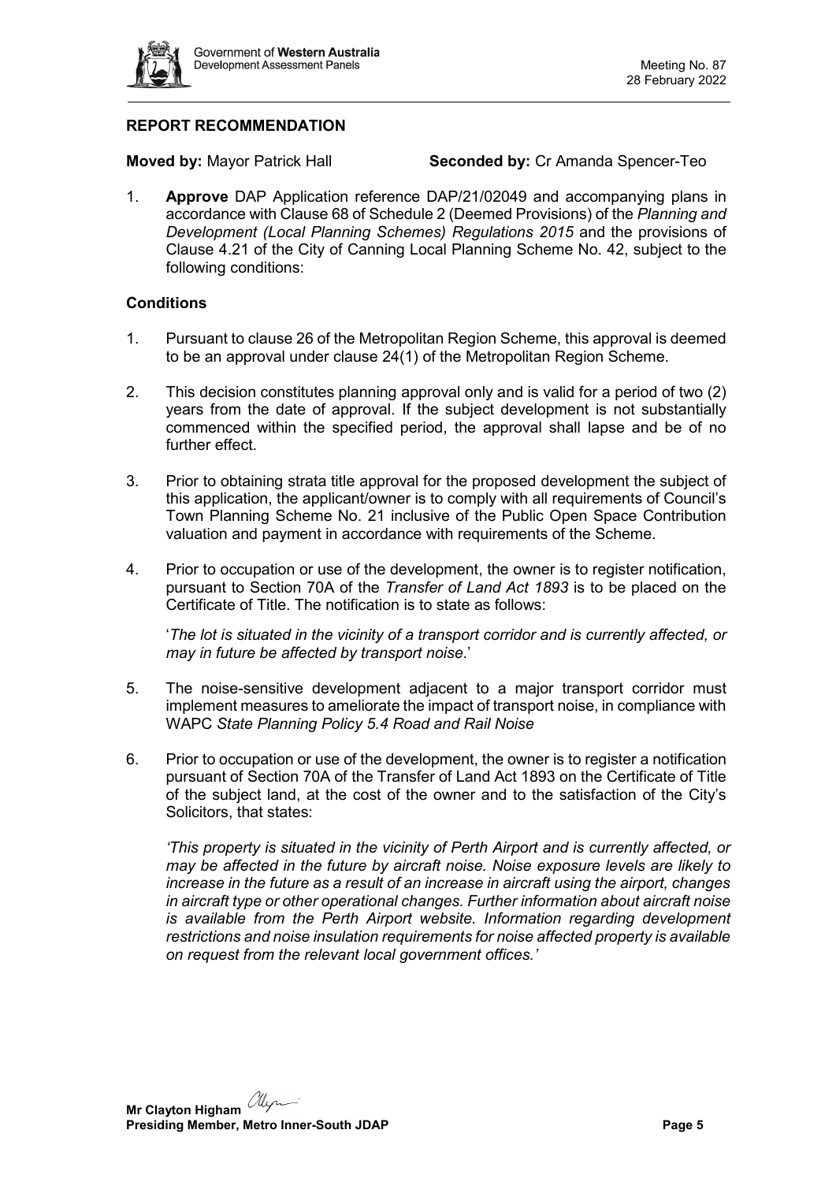## REPORT RECOMMENDATION

**Moved by:** Mayor Patrick Hall **Seconded by:** Cr Amanda Spencer-Teo

1. **Approve** DAP Application reference DAP/21/02049 and accompanying plans in accordance with Clause 68 of Schedule 2 (Deemed Provisions) of the *Planning and Development (Local Planning Schemes) Regulations 2015* and the provisions of Clause 4.21 of the City of Canning Local Planning Scheme No. 42, subject to the following conditions:

### Conditions

1. Pursuant to clause 26 of the Metropolitan Region Scheme, this approval is deemed to be an approval under clause 24(1) of the Metropolitan Region Scheme.

2. This decision constitutes planning approval only and is valid for a period of two (2) years from the date of approval. If the subject development is not substantially commenced within the specified period, the approval shall lapse and be of no further effect.

3. Prior to obtaining strata title approval for the proposed development the subject of this application, the applicant/owner is to comply with all requirements of Council's Town Planning Scheme No. 21 inclusive of the Public Open Space Contribution valuation and payment in accordance with requirements of the Scheme.

4. Prior to occupation or use of the development, the owner is to register notification, pursuant to Section 70A of the *Transfer of Land Act 1893* is to be placed on the Certificate of Title. The notification is to state as follows:

   '*The lot is situated in the vicinity of a transport corridor and is currently affected, or may in future be affected by transport noise.*'

5. The noise-sensitive development adjacent to a major transport corridor must implement measures to ameliorate the impact of transport noise, in compliance with WAPC *State Planning Policy 5.4 Road and Rail Noise*

6. Prior to occupation or use of the development, the owner is to register a notification pursuant of Section 70A of the Transfer of Land Act 1893 on the Certificate of Title of the subject land, at the cost of the owner and to the satisfaction of the City's Solicitors, that states:

   *'This property is situated in the vicinity of Perth Airport and is currently affected, or may be affected in the future by aircraft noise. Noise exposure levels are likely to increase in the future as a result of an increase in aircraft using the airport, changes in aircraft type or other operational changes. Further information about aircraft noise is available from the Perth Airport website. Information regarding development restrictions and noise insulation requirements for noise affected property is available on request from the relevant local government offices.'*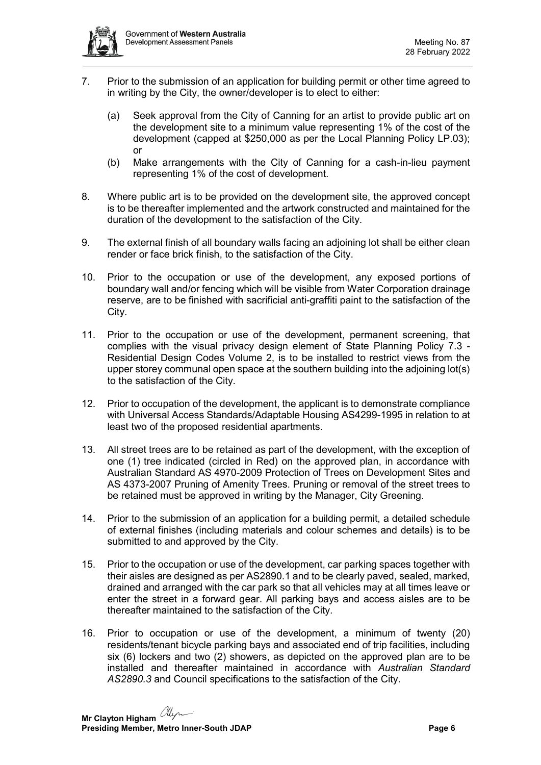7. Prior to the submission of an application for building permit or other time agreed to in writing by the City, the owner/developer is to elect to either:

   (a) Seek approval from the City of Canning for an artist to provide public art on the development site to a minimum value representing 1% of the cost of the development (capped at $250,000 as per the Local Planning Policy LP.03); or

   (b) Make arrangements with the City of Canning for a cash-in-lieu payment representing 1% of the cost of development.

8. Where public art is to be provided on the development site, the approved concept is to be thereafter implemented and the artwork constructed and maintained for the duration of the development to the satisfaction of the City.

9. The external finish of all boundary walls facing an adjoining lot shall be either clean render or face brick finish, to the satisfaction of the City.

10. Prior to the occupation or use of the development, any exposed portions of boundary wall and/or fencing which will be visible from Water Corporation drainage reserve, are to be finished with sacrificial anti-graffiti paint to the satisfaction of the City.

11. Prior to the occupation or use of the development, permanent screening, that complies with the visual privacy design element of State Planning Policy 7.3 - Residential Design Codes Volume 2, is to be installed to restrict views from the upper storey communal open space at the southern building into the adjoining lot(s) to the satisfaction of the City.

12. Prior to occupation of the development, the applicant is to demonstrate compliance with Universal Access Standards/Adaptable Housing AS4299-1995 in relation to at least two of the proposed residential apartments.

13. All street trees are to be retained as part of the development, with the exception of one (1) tree indicated (circled in Red) on the approved plan, in accordance with Australian Standard AS 4970-2009 Protection of Trees on Development Sites and AS 4373-2007 Pruning of Amenity Trees. Pruning or removal of the street trees to be retained must be approved in writing by the Manager, City Greening.

14. Prior to the submission of an application for a building permit, a detailed schedule of external finishes (including materials and colour schemes and details) is to be submitted to and approved by the City.

15. Prior to the occupation or use of the development, car parking spaces together with their aisles are designed as per AS2890.1 and to be clearly paved, sealed, marked, drained and arranged with the car park so that all vehicles may at all times leave or enter the street in a forward gear. All parking bays and access aisles are to be thereafter maintained to the satisfaction of the City.

16. Prior to occupation or use of the development, a minimum of twenty (20) residents/tenant bicycle parking bays and associated end of trip facilities, including six (6) lockers and two (2) showers, as depicted on the approved plan are to be installed and thereafter maintained in accordance with *Australian Standard AS2890.3* and Council specifications to the satisfaction of the City.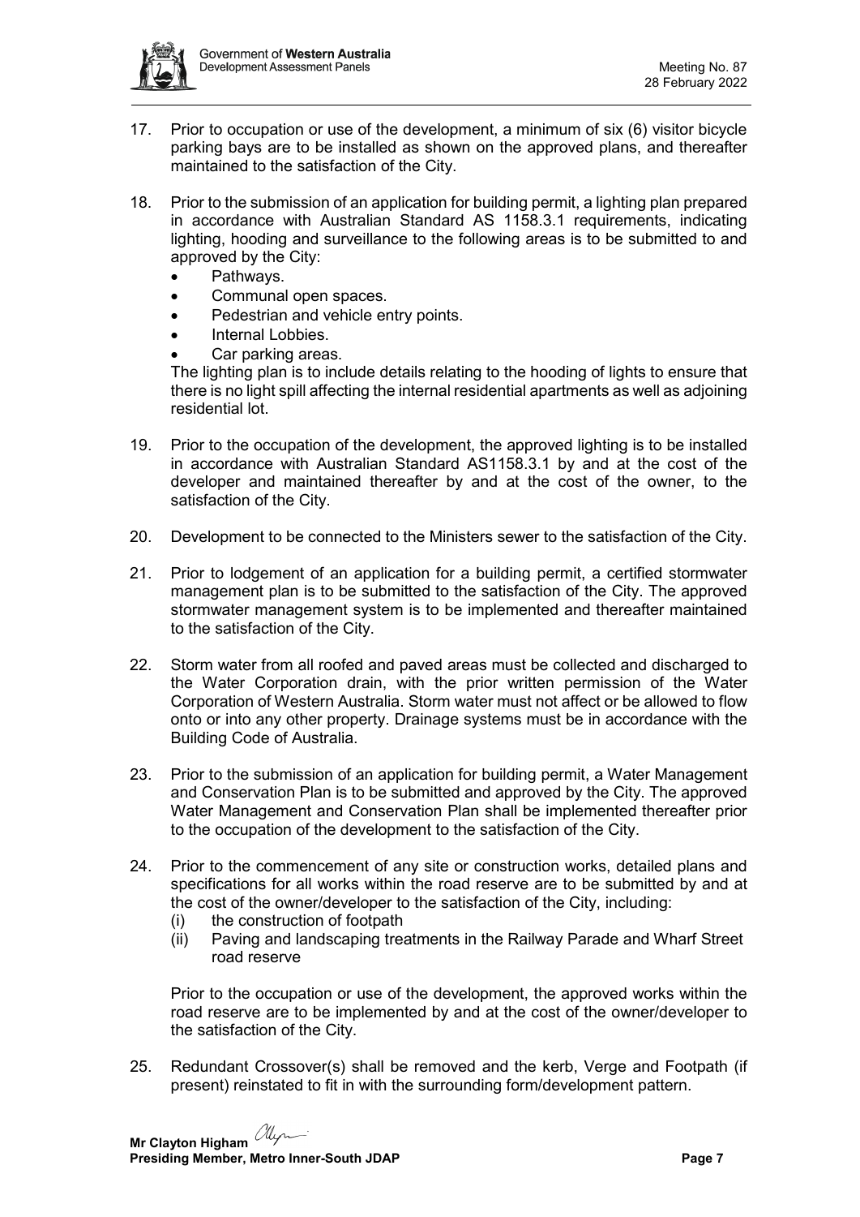17. Prior to occupation or use of the development, a minimum of six (6) visitor bicycle parking bays are to be installed as shown on the approved plans, and thereafter maintained to the satisfaction of the City.

18. Prior to the submission of an application for building permit, a lighting plan prepared in accordance with Australian Standard AS 1158.3.1 requirements, indicating lighting, hooding and surveillance to the following areas is to be submitted to and approved by the City:
    - Pathways.
    - Communal open spaces.
    - Pedestrian and vehicle entry points.
    - Internal Lobbies.
    - Car parking areas.

    The lighting plan is to include details relating to the hooding of lights to ensure that there is no light spill affecting the internal residential apartments as well as adjoining residential lot.

19. Prior to the occupation of the development, the approved lighting is to be installed in accordance with Australian Standard AS1158.3.1 by and at the cost of the developer and maintained thereafter by and at the cost of the owner, to the satisfaction of the City.

20. Development to be connected to the Ministers sewer to the satisfaction of the City.

21. Prior to lodgement of an application for a building permit, a certified stormwater management plan is to be submitted to the satisfaction of the City. The approved stormwater management system is to be implemented and thereafter maintained to the satisfaction of the City.

22. Storm water from all roofed and paved areas must be collected and discharged to the Water Corporation drain, with the prior written permission of the Water Corporation of Western Australia. Storm water must not affect or be allowed to flow onto or into any other property. Drainage systems must be in accordance with the Building Code of Australia.

23. Prior to the submission of an application for building permit, a Water Management and Conservation Plan is to be submitted and approved by the City. The approved Water Management and Conservation Plan shall be implemented thereafter prior to the occupation of the development to the satisfaction of the City.

24. Prior to the commencement of any site or construction works, detailed plans and specifications for all works within the road reserve are to be submitted by and at the cost of the owner/developer to the satisfaction of the City, including:
    (i) the construction of footpath
    (ii) Paving and landscaping treatments in the Railway Parade and Wharf Street road reserve

    Prior to the occupation or use of the development, the approved works within the road reserve are to be implemented by and at the cost of the owner/developer to the satisfaction of the City.

25. Redundant Crossover(s) shall be removed and the kerb, Verge and Footpath (if present) reinstated to fit in with the surrounding form/development pattern.

**Mr Clayton Higham**
**Presiding Member, Metro Inner-South JDAP**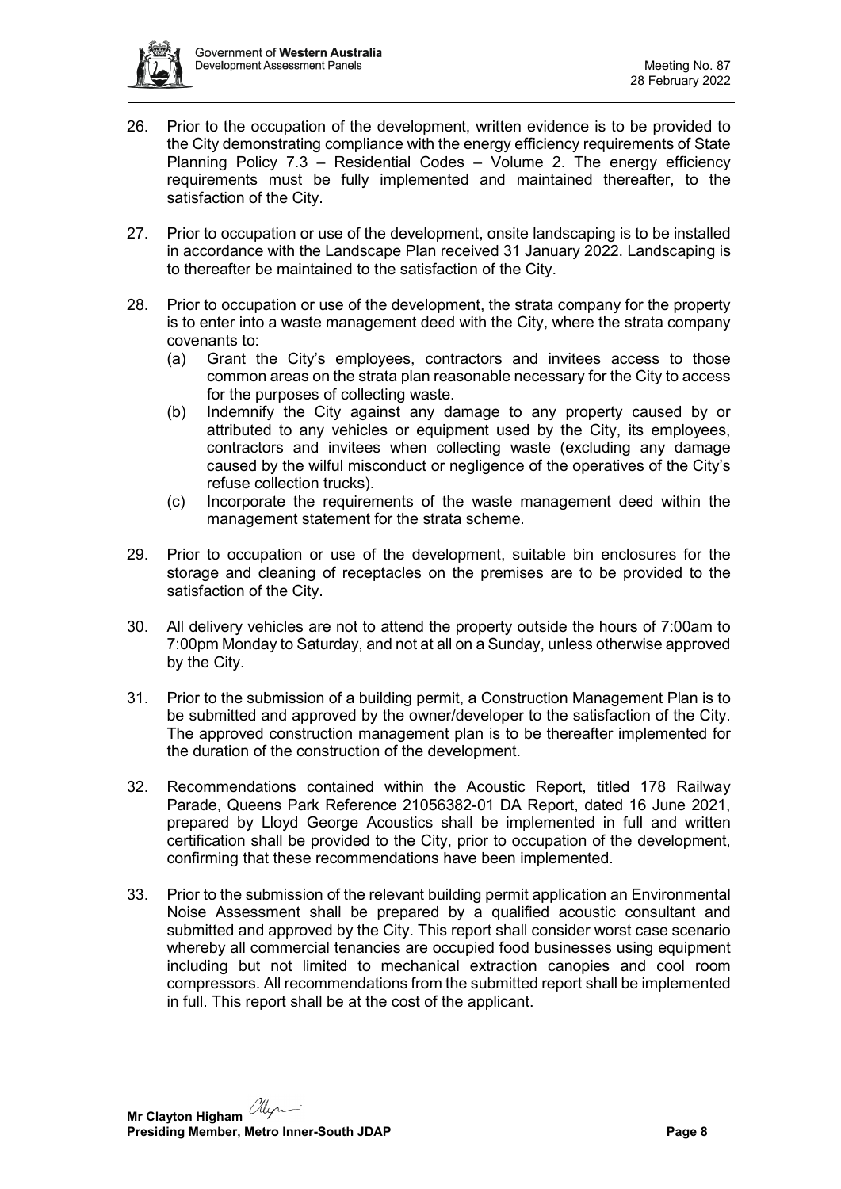26. Prior to the occupation of the development, written evidence is to be provided to the City demonstrating compliance with the energy efficiency requirements of State Planning Policy 7.3 – Residential Codes – Volume 2. The energy efficiency requirements must be fully implemented and maintained thereafter, to the satisfaction of the City.

27. Prior to occupation or use of the development, onsite landscaping is to be installed in accordance with the Landscape Plan received 31 January 2022. Landscaping is to thereafter be maintained to the satisfaction of the City.

28. Prior to occupation or use of the development, the strata company for the property is to enter into a waste management deed with the City, where the strata company covenants to:
    (a) Grant the City's employees, contractors and invitees access to those common areas on the strata plan reasonable necessary for the City to access for the purposes of collecting waste.
    (b) Indemnify the City against any damage to any property caused by or attributed to any vehicles or equipment used by the City, its employees, contractors and invitees when collecting waste (excluding any damage caused by the wilful misconduct or negligence of the operatives of the City's refuse collection trucks).
    (c) Incorporate the requirements of the waste management deed within the management statement for the strata scheme.

29. Prior to occupation or use of the development, suitable bin enclosures for the storage and cleaning of receptacles on the premises are to be provided to the satisfaction of the City.

30. All delivery vehicles are not to attend the property outside the hours of 7:00am to 7:00pm Monday to Saturday, and not at all on a Sunday, unless otherwise approved by the City.

31. Prior to the submission of a building permit, a Construction Management Plan is to be submitted and approved by the owner/developer to the satisfaction of the City. The approved construction management plan is to be thereafter implemented for the duration of the construction of the development.

32. Recommendations contained within the Acoustic Report, titled 178 Railway Parade, Queens Park Reference 21056382-01 DA Report, dated 16 June 2021, prepared by Lloyd George Acoustics shall be implemented in full and written certification shall be provided to the City, prior to occupation of the development, confirming that these recommendations have been implemented.

33. Prior to the submission of the relevant building permit application an Environmental Noise Assessment shall be prepared by a qualified acoustic consultant and submitted and approved by the City. This report shall consider worst case scenario whereby all commercial tenancies are occupied food businesses using equipment including but not limited to mechanical extraction canopies and cool room compressors. All recommendations from the submitted report shall be implemented in full. This report shall be at the cost of the applicant.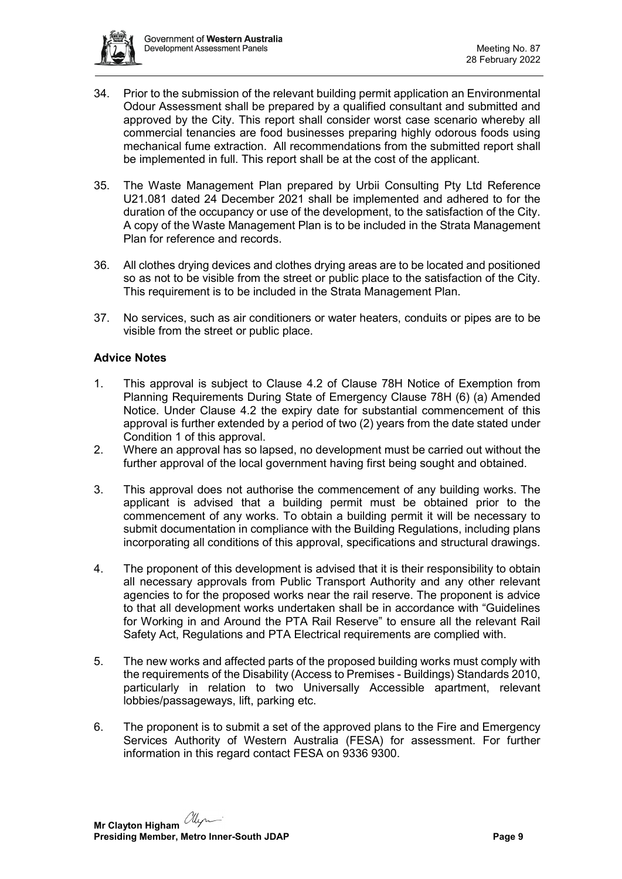34. Prior to the submission of the relevant building permit application an Environmental Odour Assessment shall be prepared by a qualified consultant and submitted and approved by the City. This report shall consider worst case scenario whereby all commercial tenancies are food businesses preparing highly odorous foods using mechanical fume extraction. All recommendations from the submitted report shall be implemented in full. This report shall be at the cost of the applicant.

35. The Waste Management Plan prepared by Urbii Consulting Pty Ltd Reference U21.081 dated 24 December 2021 shall be implemented and adhered to for the duration of the occupancy or use of the development, to the satisfaction of the City. A copy of the Waste Management Plan is to be included in the Strata Management Plan for reference and records.

36. All clothes drying devices and clothes drying areas are to be located and positioned so as not to be visible from the street or public place to the satisfaction of the City. This requirement is to be included in the Strata Management Plan.

37. No services, such as air conditioners or water heaters, conduits or pipes are to be visible from the street or public place.

**Advice Notes**

1. This approval is subject to Clause 4.2 of Clause 78H Notice of Exemption from Planning Requirements During State of Emergency Clause 78H (6) (a) Amended Notice. Under Clause 4.2 the expiry date for substantial commencement of this approval is further extended by a period of two (2) years from the date stated under Condition 1 of this approval.
2. Where an approval has so lapsed, no development must be carried out without the further approval of the local government having first being sought and obtained.

3. This approval does not authorise the commencement of any building works. The applicant is advised that a building permit must be obtained prior to the commencement of any works. To obtain a building permit it will be necessary to submit documentation in compliance with the Building Regulations, including plans incorporating all conditions of this approval, specifications and structural drawings.

4. The proponent of this development is advised that it is their responsibility to obtain all necessary approvals from Public Transport Authority and any other relevant agencies to for the proposed works near the rail reserve. The proponent is advice to that all development works undertaken shall be in accordance with "Guidelines for Working in and Around the PTA Rail Reserve" to ensure all the relevant Rail Safety Act, Regulations and PTA Electrical requirements are complied with.

5. The new works and affected parts of the proposed building works must comply with the requirements of the Disability (Access to Premises - Buildings) Standards 2010, particularly in relation to two Universally Accessible apartment, relevant lobbies/passageways, lift, parking etc.

6. The proponent is to submit a set of the approved plans to the Fire and Emergency Services Authority of Western Australia (FESA) for assessment. For further information in this regard contact FESA on 9336 9300.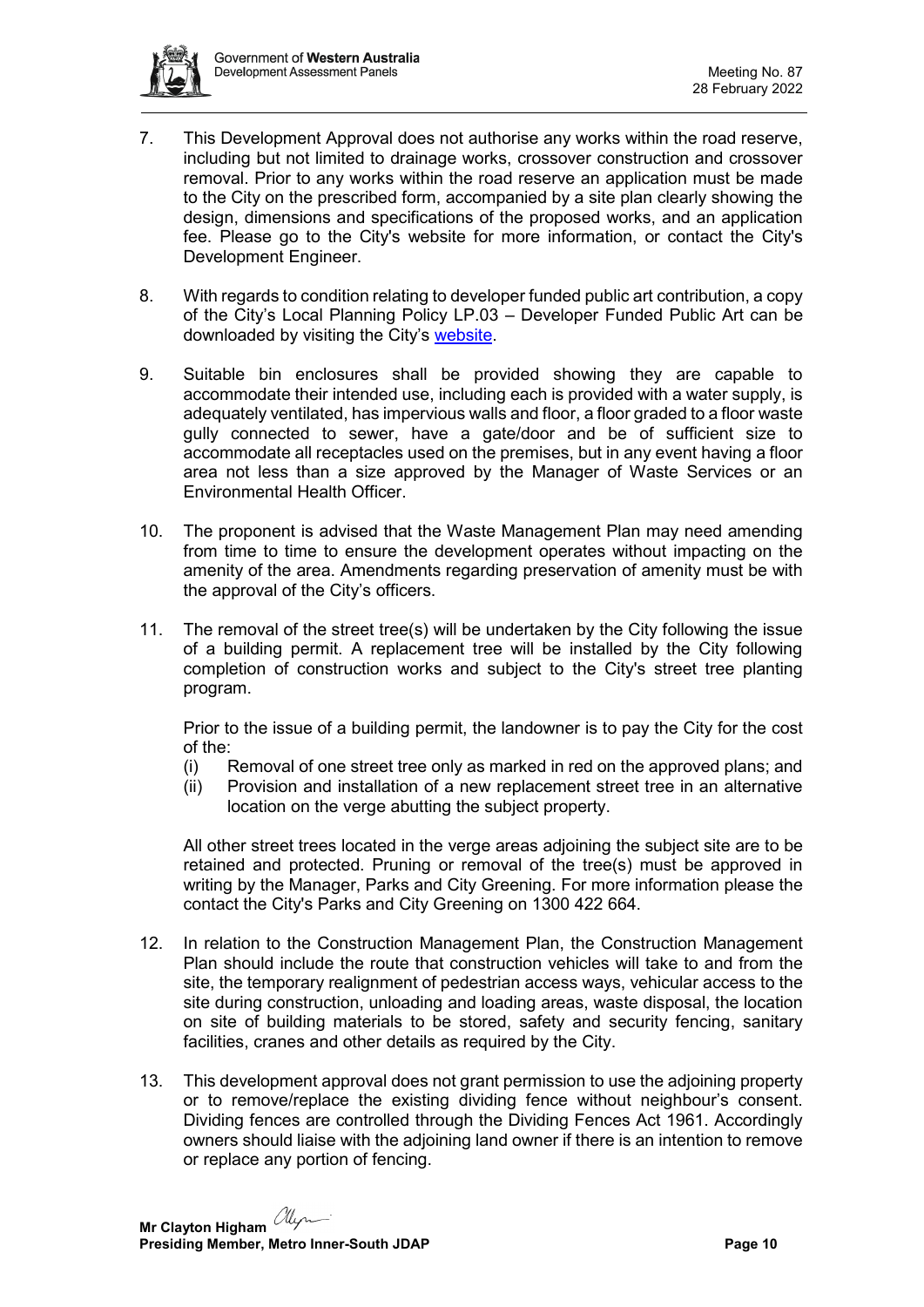7. This Development Approval does not authorise any works within the road reserve, including but not limited to drainage works, crossover construction and crossover removal. Prior to any works within the road reserve an application must be made to the City on the prescribed form, accompanied by a site plan clearly showing the design, dimensions and specifications of the proposed works, and an application fee. Please go to the City's website for more information, or contact the City's Development Engineer.

8. With regards to condition relating to developer funded public art contribution, a copy of the City's Local Planning Policy LP.03 – Developer Funded Public Art can be downloaded by visiting the City's website.

9. Suitable bin enclosures shall be provided showing they are capable to accommodate their intended use, including each is provided with a water supply, is adequately ventilated, has impervious walls and floor, a floor graded to a floor waste gully connected to sewer, have a gate/door and be of sufficient size to accommodate all receptacles used on the premises, but in any event having a floor area not less than a size approved by the Manager of Waste Services or an Environmental Health Officer.

10. The proponent is advised that the Waste Management Plan may need amending from time to time to ensure the development operates without impacting on the amenity of the area. Amendments regarding preservation of amenity must be with the approval of the City's officers.

11. The removal of the street tree(s) will be undertaken by the City following the issue of a building permit. A replacement tree will be installed by the City following completion of construction works and subject to the City's street tree planting program.

    Prior to the issue of a building permit, the landowner is to pay the City for the cost of the:
    (i) Removal of one street tree only as marked in red on the approved plans; and
    (ii) Provision and installation of a new replacement street tree in an alternative location on the verge abutting the subject property.

    All other street trees located in the verge areas adjoining the subject site are to be retained and protected. Pruning or removal of the tree(s) must be approved in writing by the Manager, Parks and City Greening. For more information please the contact the City's Parks and City Greening on 1300 422 664.

12. In relation to the Construction Management Plan, the Construction Management Plan should include the route that construction vehicles will take to and from the site, the temporary realignment of pedestrian access ways, vehicular access to the site during construction, unloading and loading areas, waste disposal, the location on site of building materials to be stored, safety and security fencing, sanitary facilities, cranes and other details as required by the City.

13. This development approval does not grant permission to use the adjoining property or to remove/replace the existing dividing fence without neighbour's consent. Dividing fences are controlled through the Dividing Fences Act 1961. Accordingly owners should liaise with the adjoining land owner if there is an intention to remove or replace any portion of fencing.

**Mr Clayton Higham**
**Presiding Member, Metro Inner-South JDAP**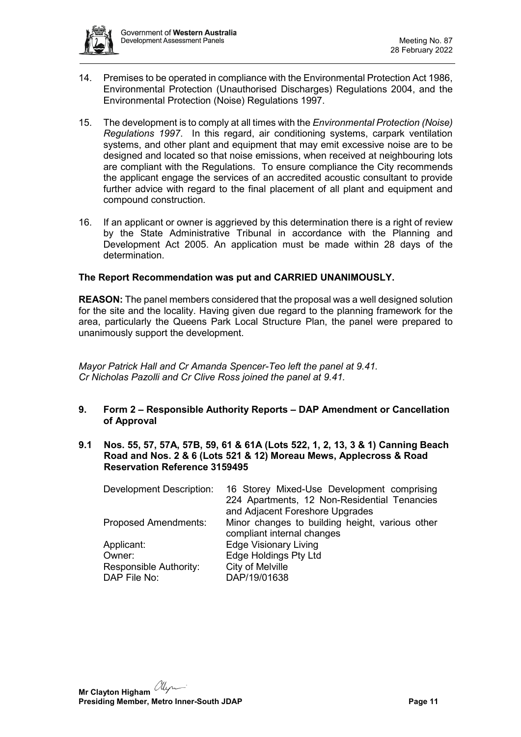14. Premises to be operated in compliance with the Environmental Protection Act 1986, Environmental Protection (Unauthorised Discharges) Regulations 2004, and the Environmental Protection (Noise) Regulations 1997.

15. The development is to comply at all times with the *Environmental Protection (Noise) Regulations 1997*. In this regard, air conditioning systems, carpark ventilation systems, and other plant and equipment that may emit excessive noise are to be designed and located so that noise emissions, when received at neighbouring lots are compliant with the Regulations. To ensure compliance the City recommends the applicant engage the services of an accredited acoustic consultant to provide further advice with regard to the final placement of all plant and equipment and compound construction.

16. If an applicant or owner is aggrieved by this determination there is a right of review by the State Administrative Tribunal in accordance with the Planning and Development Act 2005. An application must be made within 28 days of the determination.

**The Report Recommendation was put and CARRIED UNANIMOUSLY.**

**REASON:** The panel members considered that the proposal was a well designed solution for the site and the locality. Having given due regard to the planning framework for the area, particularly the Queens Park Local Structure Plan, the panel were prepared to unanimously support the development.

*Mayor Patrick Hall and Cr Amanda Spencer-Teo left the panel at 9.41.*
*Cr Nicholas Pazolli and Cr Clive Ross joined the panel at 9.41.*

## 9. Form 2 – Responsible Authority Reports – DAP Amendment or Cancellation of Approval

### 9.1 Nos. 55, 57, 57A, 57B, 59, 61 & 61A (Lots 522, 1, 2, 13, 3 & 1) Canning Beach Road and Nos. 2 & 6 (Lots 521 & 12) Moreau Mews, Applecross & Road Reservation Reference 3159495

| | |
|---|---|
| Development Description: | 16 Storey Mixed-Use Development comprising 224 Apartments, 12 Non-Residential Tenancies and Adjacent Foreshore Upgrades |
| Proposed Amendments: | Minor changes to building height, various other compliant internal changes |
| Applicant: | Edge Visionary Living |
| Owner: | Edge Holdings Pty Ltd |
| Responsible Authority: | City of Melville |
| DAP File No: | DAP/19/01638 |

**Mr Clayton Higham**
**Presiding Member, Metro Inner-South JDAP**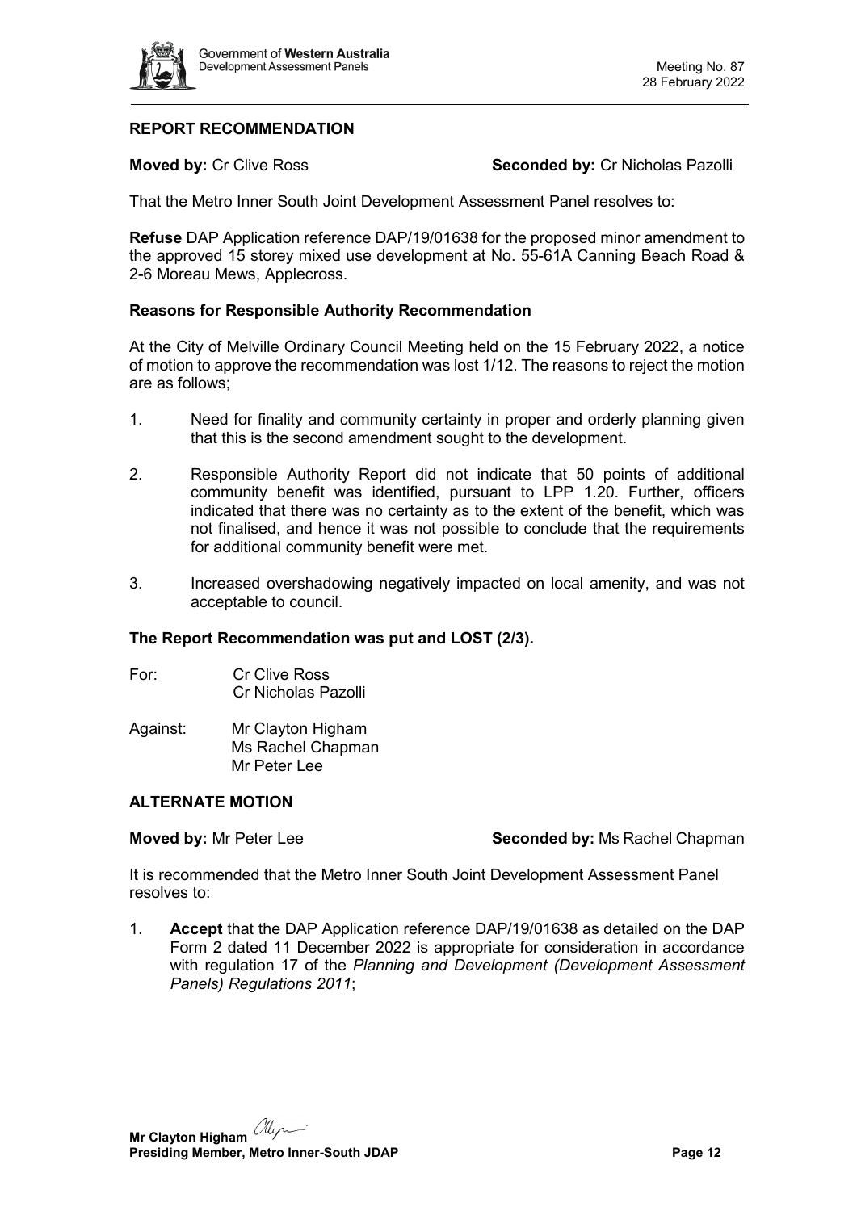## REPORT RECOMMENDATION

**Moved by:** Cr Clive Ross **Seconded by:** Cr Nicholas Pazolli

That the Metro Inner South Joint Development Assessment Panel resolves to:

**Refuse** DAP Application reference DAP/19/01638 for the proposed minor amendment to the approved 15 storey mixed use development at No. 55-61A Canning Beach Road & 2-6 Moreau Mews, Applecross.

### Reasons for Responsible Authority Recommendation

At the City of Melville Ordinary Council Meeting held on the 15 February 2022, a notice of motion to approve the recommendation was lost 1/12. The reasons to reject the motion are as follows;

1. Need for finality and community certainty in proper and orderly planning given that this is the second amendment sought to the development.
2. Responsible Authority Report did not indicate that 50 points of additional community benefit was identified, pursuant to LPP 1.20. Further, officers indicated that there was no certainty as to the extent of the benefit, which was not finalised, and hence it was not possible to conclude that the requirements for additional community benefit were met.
3. Increased overshadowing negatively impacted on local amenity, and was not acceptable to council.

**The Report Recommendation was put and LOST (2/3).**

For: Cr Clive Ross
Cr Nicholas Pazolli

Against: Mr Clayton Higham
Ms Rachel Chapman
Mr Peter Lee

## ALTERNATE MOTION

**Moved by:** Mr Peter Lee **Seconded by:** Ms Rachel Chapman

It is recommended that the Metro Inner South Joint Development Assessment Panel resolves to:

1. **Accept** that the DAP Application reference DAP/19/01638 as detailed on the DAP Form 2 dated 11 December 2022 is appropriate for consideration in accordance with regulation 17 of the *Planning and Development (Development Assessment Panels) Regulations 2011*;

**Mr Clayton Higham**
**Presiding Member, Metro Inner-South JDAP**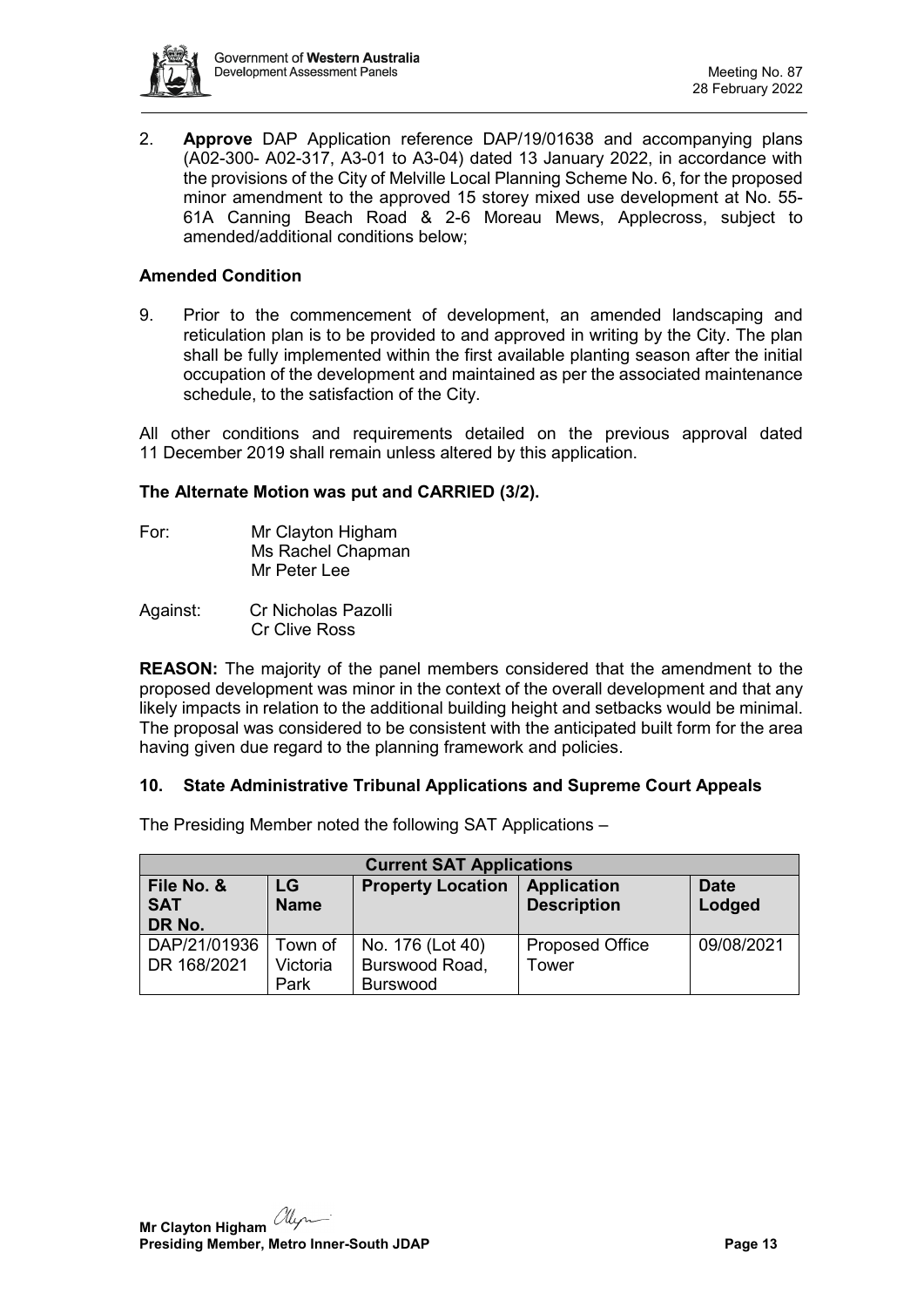2. **Approve** DAP Application reference DAP/19/01638 and accompanying plans (A02-300- A02-317, A3-01 to A3-04) dated 13 January 2022, in accordance with the provisions of the City of Melville Local Planning Scheme No. 6, for the proposed minor amendment to the approved 15 storey mixed use development at No. 55-61A Canning Beach Road & 2-6 Moreau Mews, Applecross, subject to amended/additional conditions below;

**Amended Condition**

9. Prior to the commencement of development, an amended landscaping and reticulation plan is to be provided to and approved in writing by the City. The plan shall be fully implemented within the first available planting season after the initial occupation of the development and maintained as per the associated maintenance schedule, to the satisfaction of the City.

All other conditions and requirements detailed on the previous approval dated 11 December 2019 shall remain unless altered by this application.

**The Alternate Motion was put and CARRIED (3/2).**

For: Mr Clayton Higham
Ms Rachel Chapman
Mr Peter Lee

Against: Cr Nicholas Pazolli
Cr Clive Ross

**REASON:** The majority of the panel members considered that the amendment to the proposed development was minor in the context of the overall development and that any likely impacts in relation to the additional building height and setbacks would be minimal. The proposal was considered to be consistent with the anticipated built form for the area having given due regard to the planning framework and policies.

## 10. State Administrative Tribunal Applications and Supreme Court Appeals

The Presiding Member noted the following SAT Applications –

| Current SAT Applications | | | | |
|---|---|---|---|---|
| **File No. & SAT DR No.** | **LG Name** | **Property Location** | **Application Description** | **Date Lodged** |
| DAP/21/01936 DR 168/2021 | Town of Victoria Park | No. 176 (Lot 40) Burswood Road, Burswood | Proposed Office Tower | 09/08/2021 |

**Mr Clayton Higham**
**Presiding Member, Metro Inner-South JDAP**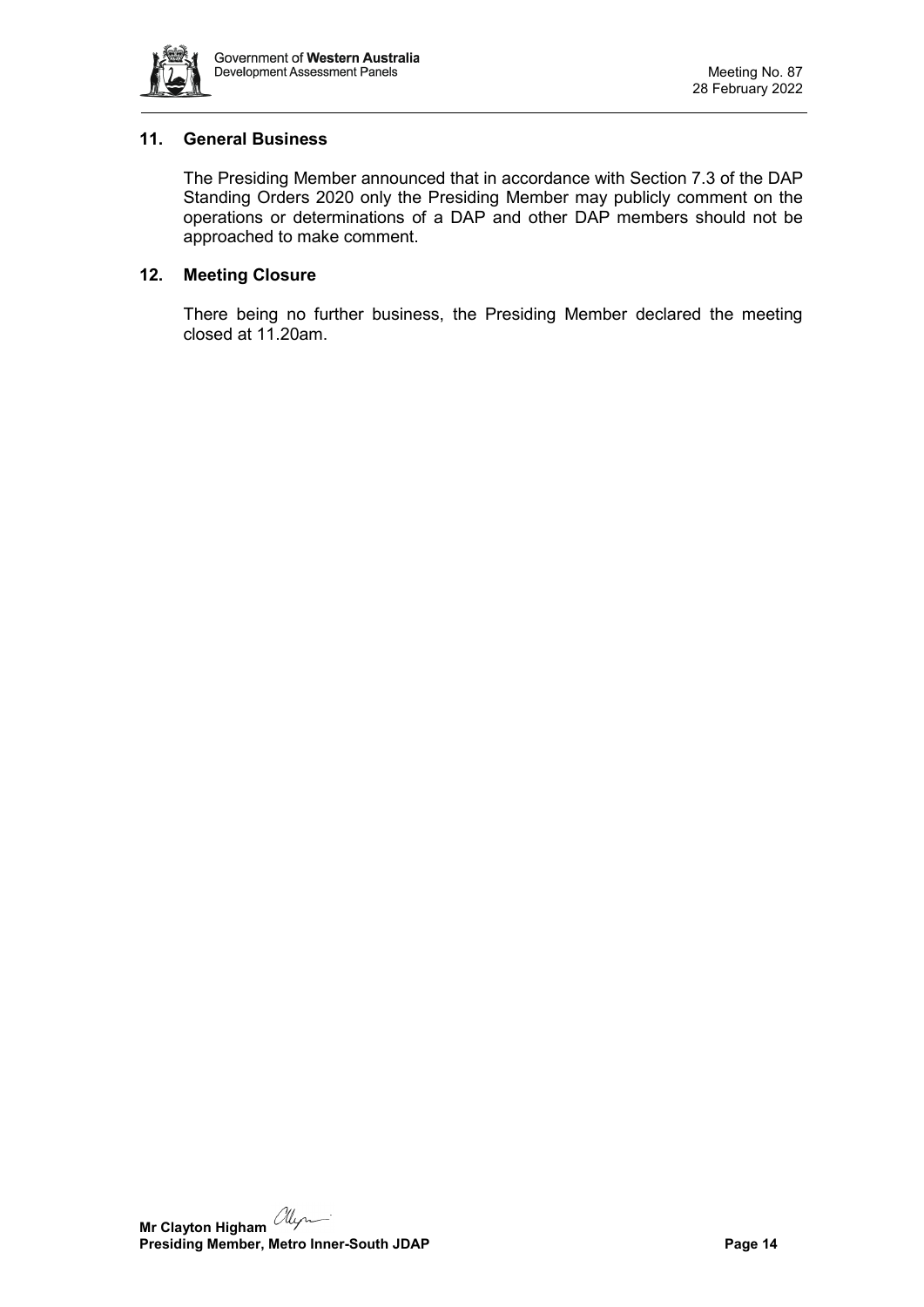## 11. General Business

The Presiding Member announced that in accordance with Section 7.3 of the DAP Standing Orders 2020 only the Presiding Member may publicly comment on the operations or determinations of a DAP and other DAP members should not be approached to make comment.

## 12. Meeting Closure

There being no further business, the Presiding Member declared the meeting closed at 11.20am.